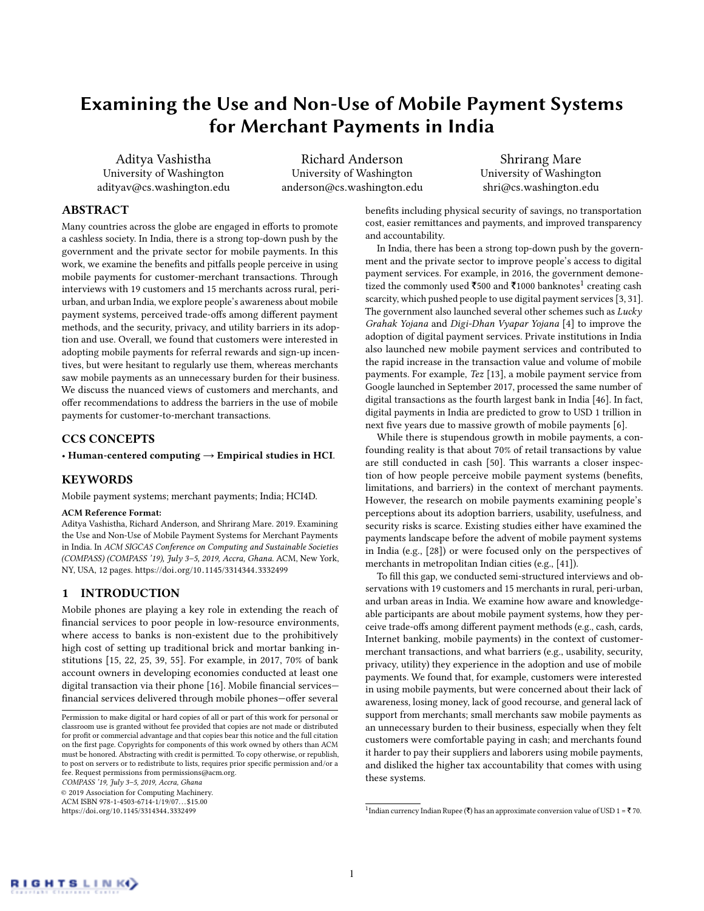# Examining the Use and Non-Use of Mobile Payment Systems for Merchant Payments in India

Aditya Vashistha
University of Washington
adityav@cs.washington.edu

Richard Anderson
University of Washington
anderson@cs.washington.edu

Shrirang Mare
University of Washington
shri@cs.washington.edu

## ABSTRACT

Many countries across the globe are engaged in efforts to promote a cashless society. In India, there is a strong top-down push by the government and the private sector for mobile payments. In this work, we examine the benefits and pitfalls people perceive in using mobile payments for customer-merchant transactions. Through interviews with 19 customers and 15 merchants across rural, peri-urban, and urban India, we explore people's awareness about mobile payment systems, perceived trade-offs among different payment methods, and the security, privacy, and utility barriers in its adoption and use. Overall, we found that customers were interested in adopting mobile payments for referral rewards and sign-up incentives, but were hesitant to regularly use them, whereas merchants saw mobile payments as an unnecessary burden for their business. We discuss the nuanced views of customers and merchants, and offer recommendations to address the barriers in the use of mobile payments for customer-to-merchant transactions.

## CCS CONCEPTS

• **Human-centered computing → Empirical studies in HCI**.

## KEYWORDS

Mobile payment systems; merchant payments; India; HCI4D.

**ACM Reference Format:**
Aditya Vashistha, Richard Anderson, and Shrirang Mare. 2019. Examining the Use and Non-Use of Mobile Payment Systems for Merchant Payments in India. In *ACM SIGCAS Conference on Computing and Sustainable Societies (COMPASS) (COMPASS '19), July 3–5, 2019, Accra, Ghana.* ACM, New York, NY, USA, 12 pages. https://doi.org/10.1145/3314344.3332499

## 1 INTRODUCTION

Mobile phones are playing a key role in extending the reach of financial services to poor people in low-resource environments, where access to banks is non-existent due to the prohibitively high cost of setting up traditional brick and mortar banking institutions [15, 22, 25, 39, 55]. For example, in 2017, 70% of bank account owners in developing economies conducted at least one digital transaction via their phone [16]. Mobile financial services—financial services delivered through mobile phones—offer several benefits including physical security of savings, no transportation cost, easier remittances and payments, and improved transparency and accountability.

In India, there has been a strong top-down push by the government and the private sector to improve people's access to digital payment services. For example, in 2016, the government demonetized the commonly used ₹500 and ₹1000 banknotes[1] creating cash scarcity, which pushed people to use digital payment services [3, 31]. The government also launched several other schemes such as *Lucky Grahak Yojana* and *Digi-Dhan Vyapar Yojana* [4] to improve the adoption of digital payment services. Private institutions in India also launched new mobile payment services and contributed to the rapid increase in the transaction value and volume of mobile payments. For example, *Tez* [13], a mobile payment service from Google launched in September 2017, processed the same number of digital transactions as the fourth largest bank in India [46]. In fact, digital payments in India are predicted to grow to USD 1 trillion in next five years due to massive growth of mobile payments [6].

While there is stupendous growth in mobile payments, a confounding reality is that about 70% of retail transactions by value are still conducted in cash [50]. This warrants a closer inspection of how people perceive mobile payment systems (benefits, limitations, and barriers) in the context of merchant payments. However, the research on mobile payments examining people's perceptions about its adoption barriers, usability, usefulness, and security risks is scarce. Existing studies either have examined the payments landscape before the advent of mobile payment systems in India (e.g., [28]) or were focused only on the perspectives of merchants in metropolitan Indian cities (e.g., [41]).

To fill this gap, we conducted semi-structured interviews and observations with 19 customers and 15 merchants in rural, peri-urban, and urban areas in India. We examine how aware and knowledgeable participants are about mobile payment systems, how they perceive trade-offs among different payment methods (e.g., cash, cards, Internet banking, mobile payments) in the context of customer-merchant transactions, and what barriers (e.g., usability, security, privacy, utility) they experience in the adoption and use of mobile payments. We found that, for example, customers were interested in using mobile payments, but were concerned about their lack of awareness, losing money, lack of good recourse, and general lack of support from merchants; small merchants saw mobile payments as an unnecessary burden to their business, especially when they felt customers were comfortable paying in cash; and merchants found it harder to pay their suppliers and laborers using mobile payments, and disliked the higher tax accountability that comes with using these systems.

[1] Indian currency Indian Rupee (₹) has an approximate conversion value of USD 1 = ₹ 70.

Permission to make digital or hard copies of all or part of this work for personal or classroom use is granted without fee provided that copies are not made or distributed for profit or commercial advantage and that copies bear this notice and the full citation on the first page. Copyrights for components of this work owned by others than ACM must be honored. Abstracting with credit is permitted. To copy otherwise, or republish, to post on servers or to redistribute to lists, requires prior specific permission and/or a fee. Request permissions from permissions@acm.org.
*COMPASS '19, July 3–5, 2019, Accra, Ghana*
© 2019 Association for Computing Machinery.
ACM ISBN 978-1-4503-6714-1/19/07...$15.00
https://doi.org/10.1145/3314344.3332499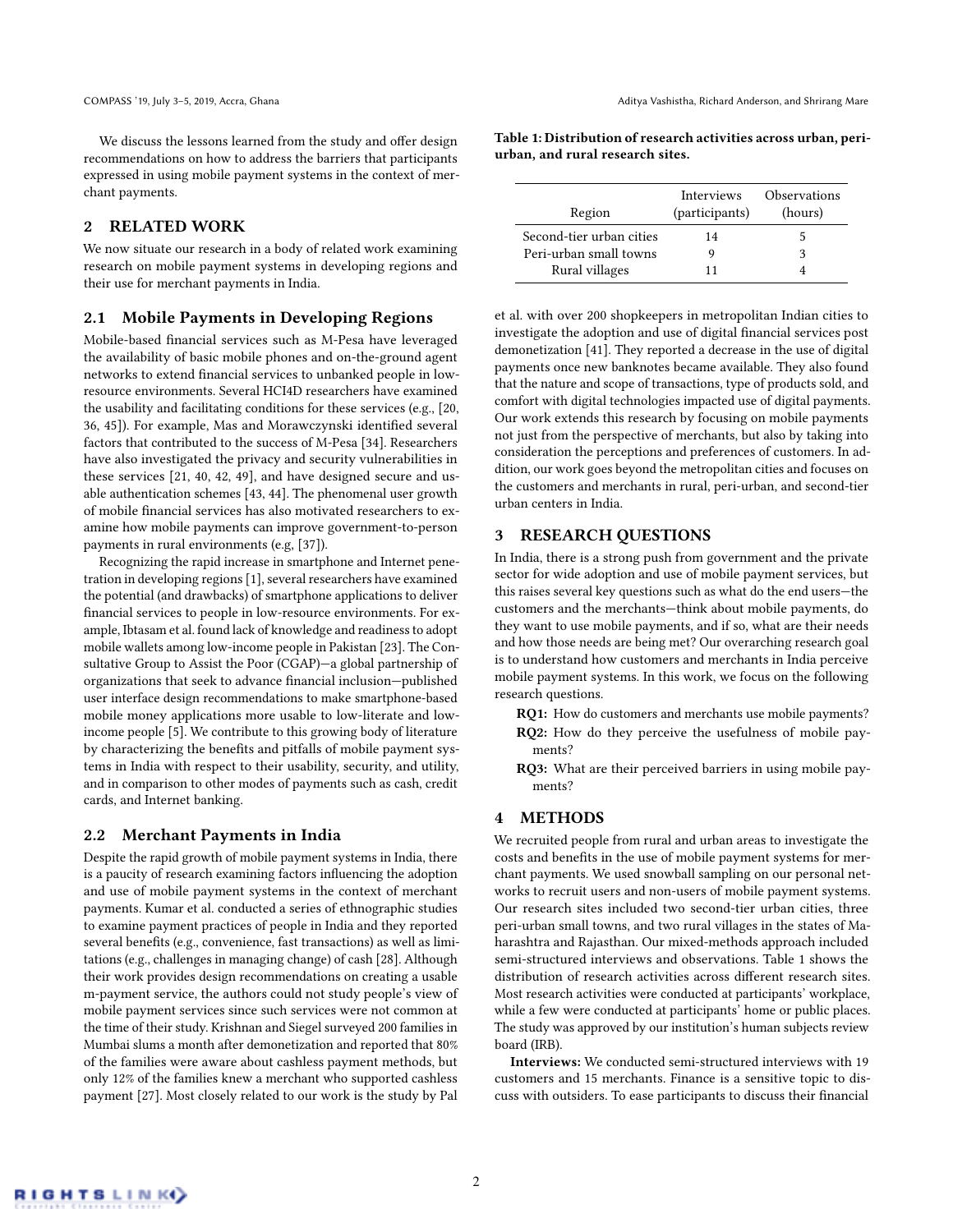We discuss the lessons learned from the study and offer design recommendations on how to address the barriers that participants expressed in using mobile payment systems in the context of merchant payments.

## 2 RELATED WORK

We now situate our research in a body of related work examining research on mobile payment systems in developing regions and their use for merchant payments in India.

### 2.1 Mobile Payments in Developing Regions

Mobile-based financial services such as M-Pesa have leveraged the availability of basic mobile phones and on-the-ground agent networks to extend financial services to unbanked people in low-resource environments. Several HCI4D researchers have examined the usability and facilitating conditions for these services (e.g., [20, 36, 45]). For example, Mas and Morawczynski identified several factors that contributed to the success of M-Pesa [34]. Researchers have also investigated the privacy and security vulnerabilities in these services [21, 40, 42, 49], and have designed secure and usable authentication schemes [43, 44]. The phenomenal user growth of mobile financial services has also motivated researchers to examine how mobile payments can improve government-to-person payments in rural environments (e.g, [37]).

Recognizing the rapid increase in smartphone and Internet penetration in developing regions [1], several researchers have examined the potential (and drawbacks) of smartphone applications to deliver financial services to people in low-resource environments. For example, Ibtasam et al. found lack of knowledge and readiness to adopt mobile wallets among low-income people in Pakistan [23]. The Consultative Group to Assist the Poor (CGAP)—a global partnership of organizations that seek to advance financial inclusion—published user interface design recommendations to make smartphone-based mobile money applications more usable to low-literate and low-income people [5]. We contribute to this growing body of literature by characterizing the benefits and pitfalls of mobile payment systems in India with respect to their usability, security, and utility, and in comparison to other modes of payments such as cash, credit cards, and Internet banking.

### 2.2 Merchant Payments in India

Despite the rapid growth of mobile payment systems in India, there is a paucity of research examining factors influencing the adoption and use of mobile payment systems in the context of merchant payments. Kumar et al. conducted a series of ethnographic studies to examine payment practices of people in India and they reported several benefits (e.g., convenience, fast transactions) as well as limitations (e.g., challenges in managing change) of cash [28]. Although their work provides design recommendations on creating a usable m-payment service, the authors could not study people's view of mobile payment services since such services were not common at the time of their study. Krishnan and Siegel surveyed 200 families in Mumbai slums a month after demonetization and reported that 80% of the families were aware about cashless payment methods, but only 12% of the families knew a merchant who supported cashless payment [27]. Most closely related to our work is the study by Pal et al. with over 200 shopkeepers in metropolitan Indian cities to investigate the adoption and use of digital financial services post demonetization [41]. They reported a decrease in the use of digital payments once new banknotes became available. They also found that the nature and scope of transactions, type of products sold, and comfort with digital technologies impacted use of digital payments. Our work extends this research by focusing on mobile payments not just from the perspective of merchants, but also by taking into consideration the perceptions and preferences of customers. In addition, our work goes beyond the metropolitan cities and focuses on the customers and merchants in rural, peri-urban, and second-tier urban centers in India.

**Table 1: Distribution of research activities across urban, peri-urban, and rural research sites.**

| Region | Interviews (participants) | Observations (hours) |
|---|---|---|
| Second-tier urban cities | 14 | 5 |
| Peri-urban small towns | 9 | 3 |
| Rural villages | 11 | 4 |

## 3 RESEARCH QUESTIONS

In India, there is a strong push from government and the private sector for wide adoption and use of mobile payment services, but this raises several key questions such as what do the end users—the customers and the merchants—think about mobile payments, do they want to use mobile payments, and if so, what are their needs and how those needs are being met? Our overarching research goal is to understand how customers and merchants in India perceive mobile payment systems. In this work, we focus on the following research questions.

- **RQ1:** How do customers and merchants use mobile payments?
- **RQ2:** How do they perceive the usefulness of mobile payments?
- **RQ3:** What are their perceived barriers in using mobile payments?

## 4 METHODS

We recruited people from rural and urban areas to investigate the costs and benefits in the use of mobile payment systems for merchant payments. We used snowball sampling on our personal networks to recruit users and non-users of mobile payment systems. Our research sites included two second-tier urban cities, three peri-urban small towns, and two rural villages in the states of Maharashtra and Rajasthan. Our mixed-methods approach included semi-structured interviews and observations. Table 1 shows the distribution of research activities across different research sites. Most research activities were conducted at participants' workplace, while a few were conducted at participants' home or public places. The study was approved by our institution's human subjects review board (IRB).

**Interviews:** We conducted semi-structured interviews with 19 customers and 15 merchants. Finance is a sensitive topic to discuss with outsiders. To ease participants to discuss their financial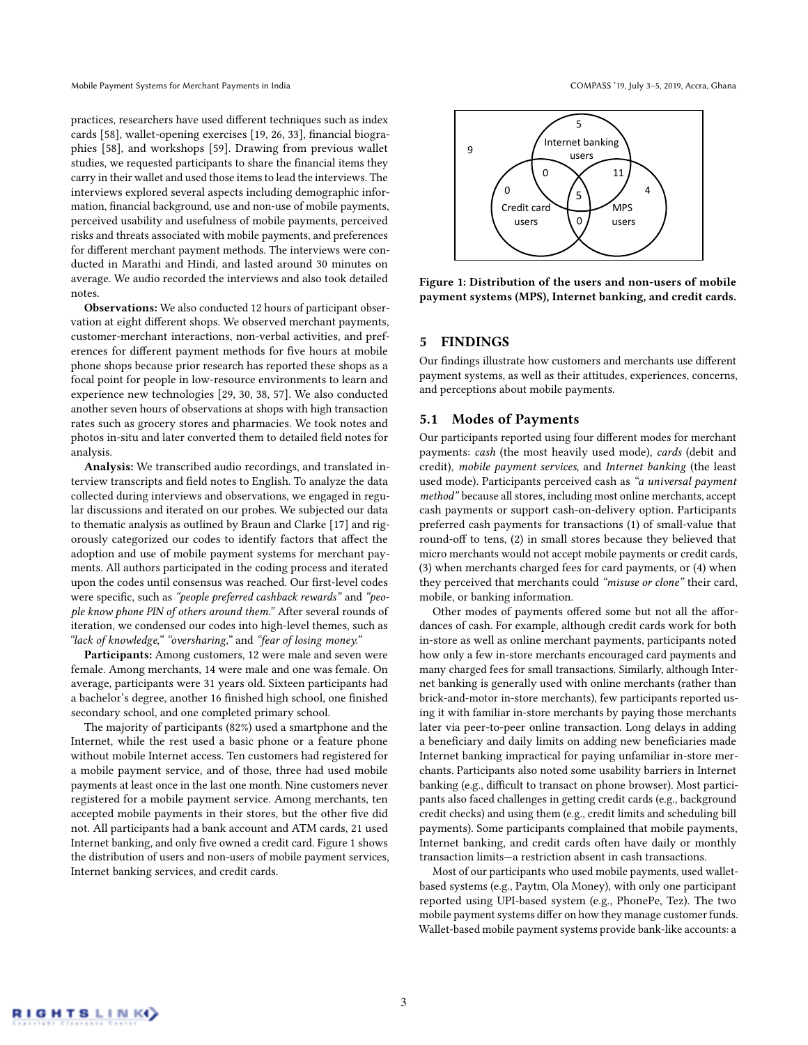practices, researchers have used different techniques such as index cards [58], wallet-opening exercises [19, 26, 33], financial biographies [58], and workshops [59]. Drawing from previous wallet studies, we requested participants to share the financial items they carry in their wallet and used those items to lead the interviews. The interviews explored several aspects including demographic information, financial background, use and non-use of mobile payments, perceived usability and usefulness of mobile payments, perceived risks and threats associated with mobile payments, and preferences for different merchant payment methods. The interviews were conducted in Marathi and Hindi, and lasted around 30 minutes on average. We audio recorded the interviews and also took detailed notes.

**Observations:** We also conducted 12 hours of participant observation at eight different shops. We observed merchant payments, customer-merchant interactions, non-verbal activities, and preferences for different payment methods for five hours at mobile phone shops because prior research has reported these shops as a focal point for people in low-resource environments to learn and experience new technologies [29, 30, 38, 57]. We also conducted another seven hours of observations at shops with high transaction rates such as grocery stores and pharmacies. We took notes and photos in-situ and later converted them to detailed field notes for analysis.

**Analysis:** We transcribed audio recordings, and translated interview transcripts and field notes to English. To analyze the data collected during interviews and observations, we engaged in regular discussions and iterated on our probes. We subjected our data to thematic analysis as outlined by Braun and Clarke [17] and rigorously categorized our codes to identify factors that affect the adoption and use of mobile payment systems for merchant payments. All authors participated in the coding process and iterated upon the codes until consensus was reached. Our first-level codes were specific, such as *"people preferred cashback rewards"* and *"people know phone PIN of others around them."* After several rounds of iteration, we condensed our codes into high-level themes, such as *"lack of knowledge," "oversharing,"* and *"fear of losing money."*

**Participants:** Among customers, 12 were male and seven were female. Among merchants, 14 were male and one was female. On average, participants were 31 years old. Sixteen participants had a bachelor's degree, another 16 finished high school, one finished secondary school, and one completed primary school.

The majority of participants (82%) used a smartphone and the Internet, while the rest used a basic phone or a feature phone without mobile Internet access. Ten customers had registered for a mobile payment service, and of those, three had used mobile payments at least once in the last one month. Nine customers never registered for a mobile payment service. Among merchants, ten accepted mobile payments in their stores, but the other five did not. All participants had a bank account and ATM cards, 21 used Internet banking, and only five owned a credit card. Figure 1 shows the distribution of users and non-users of mobile payment services, Internet banking services, and credit cards.

| Region | Count |
| --- | --- |
| None (outside all circles) | 9 |
| Internet banking users only | 5 |
| Credit card users only | 0 |
| MPS users only | 4 |
| Internet banking & Credit card users | 0 |
| Internet banking & MPS users | 11 |
| Credit card & MPS users | 0 |
| Internet banking & Credit card & MPS users | 5 |

**Figure 1: Distribution of the users and non-users of mobile payment systems (MPS), Internet banking, and credit cards.**

## 5 FINDINGS

Our findings illustrate how customers and merchants use different payment systems, as well as their attitudes, experiences, concerns, and perceptions about mobile payments.

### 5.1 Modes of Payments

Our participants reported using four different modes for merchant payments: *cash* (the most heavily used mode), *cards* (debit and credit), *mobile payment services*, and *Internet banking* (the least used mode). Participants perceived cash as *"a universal payment method"* because all stores, including most online merchants, accept cash payments or support cash-on-delivery option. Participants preferred cash payments for transactions (1) of small-value that round-off to tens, (2) in small stores because they believed that micro merchants would not accept mobile payments or credit cards, (3) when merchants charged fees for card payments, or (4) when they perceived that merchants could *"misuse or clone"* their card, mobile, or banking information.

Other modes of payments offered some but not all the affordances of cash. For example, although credit cards work for both in-store as well as online merchant payments, participants noted how only a few in-store merchants encouraged card payments and many charged fees for small transactions. Similarly, although Internet banking is generally used with online merchants (rather than brick-and-motor in-store merchants), few participants reported using it with familiar in-store merchants by paying those merchants later via peer-to-peer online transaction. Long delays in adding a beneficiary and daily limits on adding new beneficiaries made Internet banking impractical for paying unfamiliar in-store merchants. Participants also noted some usability barriers in Internet banking (e.g., difficult to transact on phone browser). Most participants also faced challenges in getting credit cards (e.g., background credit checks) and using them (e.g., credit limits and scheduling bill payments). Some participants complained that mobile payments, Internet banking, and credit cards often have daily or monthly transaction limits—a restriction absent in cash transactions.

Most of our participants who used mobile payments, used wallet-based systems (e.g., Paytm, Ola Money), with only one participant reported using UPI-based system (e.g., PhonePe, Tez). The two mobile payment systems differ on how they manage customer funds. Wallet-based mobile payment systems provide bank-like accounts: a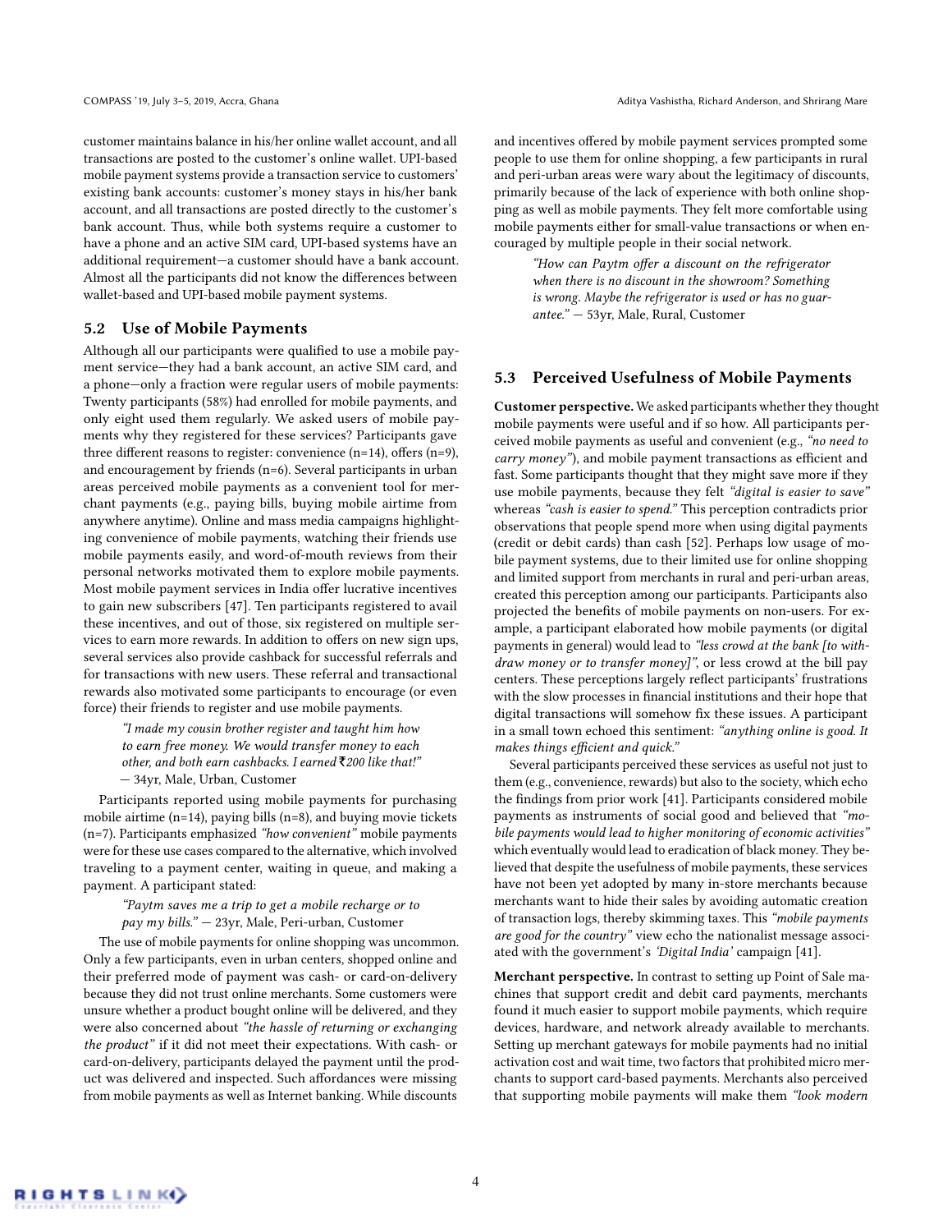customer maintains balance in his/her online wallet account, and all transactions are posted to the customer's online wallet. UPI-based mobile payment systems provide a transaction service to customers' existing bank accounts: customer's money stays in his/her bank account, and all transactions are posted directly to the customer's bank account. Thus, while both systems require a customer to have a phone and an active SIM card, UPI-based systems have an additional requirement—a customer should have a bank account. Almost all the participants did not know the differences between wallet-based and UPI-based mobile payment systems.

## 5.2 Use of Mobile Payments

Although all our participants were qualified to use a mobile payment service—they had a bank account, an active SIM card, and a phone—only a fraction were regular users of mobile payments: Twenty participants (58%) had enrolled for mobile payments, and only eight used them regularly. We asked users of mobile payments why they registered for these services? Participants gave three different reasons to register: convenience (n=14), offers (n=9), and encouragement by friends (n=6). Several participants in urban areas perceived mobile payments as a convenient tool for merchant payments (e.g., paying bills, buying mobile airtime from anywhere anytime). Online and mass media campaigns highlighting convenience of mobile payments, watching their friends use mobile payments easily, and word-of-mouth reviews from their personal networks motivated them to explore mobile payments. Most mobile payment services in India offer lucrative incentives to gain new subscribers [47]. Ten participants registered to avail these incentives, and out of those, six registered on multiple services to earn more rewards. In addition to offers on new sign ups, several services also provide cashback for successful referrals and for transactions with new users. These referral and transactional rewards also motivated some participants to encourage (or even force) their friends to register and use mobile payments.

> *"I made my cousin brother register and taught him how to earn free money. We would transfer money to each other, and both earn cashbacks. I earned ₹200 like that!"* — 34yr, Male, Urban, Customer

Participants reported using mobile payments for purchasing mobile airtime (n=14), paying bills (n=8), and buying movie tickets (n=7). Participants emphasized *"how convenient"* mobile payments were for these use cases compared to the alternative, which involved traveling to a payment center, waiting in queue, and making a payment. A participant stated:

> *"Paytm saves me a trip to get a mobile recharge or to pay my bills."* — 23yr, Male, Peri-urban, Customer

The use of mobile payments for online shopping was uncommon. Only a few participants, even in urban centers, shopped online and their preferred mode of payment was cash- or card-on-delivery because they did not trust online merchants. Some customers were unsure whether a product bought online will be delivered, and they were also concerned about *"the hassle of returning or exchanging the product"* if it did not meet their expectations. With cash- or card-on-delivery, participants delayed the payment until the product was delivered and inspected. Such affordances were missing from mobile payments as well as Internet banking. While discounts and incentives offered by mobile payment services prompted some people to use them for online shopping, a few participants in rural and peri-urban areas were wary about the legitimacy of discounts, primarily because of the lack of experience with both online shopping as well as mobile payments. They felt more comfortable using mobile payments either for small-value transactions or when encouraged by multiple people in their social network.

> *"How can Paytm offer a discount on the refrigerator when there is no discount in the showroom? Something is wrong. Maybe the refrigerator is used or has no guarantee."* — 53yr, Male, Rural, Customer

## 5.3 Perceived Usefulness of Mobile Payments

**Customer perspective.** We asked participants whether they thought mobile payments were useful and if so how. All participants perceived mobile payments as useful and convenient (e.g., *"no need to carry money"*), and mobile payment transactions as efficient and fast. Some participants thought that they might save more if they use mobile payments, because they felt *"digital is easier to save"* whereas *"cash is easier to spend."* This perception contradicts prior observations that people spend more when using digital payments (credit or debit cards) than cash [52]. Perhaps low usage of mobile payment systems, due to their limited use for online shopping and limited support from merchants in rural and peri-urban areas, created this perception among our participants. Participants also projected the benefits of mobile payments on non-users. For example, a participant elaborated how mobile payments (or digital payments in general) would lead to *"less crowd at the bank [to withdraw money or to transfer money]"*, or less crowd at the bill pay centers. These perceptions largely reflect participants' frustrations with the slow processes in financial institutions and their hope that digital transactions will somehow fix these issues. A participant in a small town echoed this sentiment: *"anything online is good. It makes things efficient and quick."*

Several participants perceived these services as useful not just to them (e.g., convenience, rewards) but also to the society, which echo the findings from prior work [41]. Participants considered mobile payments as instruments of social good and believed that *"mobile payments would lead to higher monitoring of economic activities"* which eventually would lead to eradication of black money. They believed that despite the usefulness of mobile payments, these services have not been yet adopted by many in-store merchants because merchants want to hide their sales by avoiding automatic creation of transaction logs, thereby skimming taxes. This *"mobile payments are good for the country"* view echo the nationalist message associated with the government's *'Digital India'* campaign [41].

**Merchant perspective.** In contrast to setting up Point of Sale machines that support credit and debit card payments, merchants found it much easier to support mobile payments, which require devices, hardware, and network already available to merchants. Setting up merchant gateways for mobile payments had no initial activation cost and wait time, two factors that prohibited micro merchants to support card-based payments. Merchants also perceived that supporting mobile payments will make them *"look modern*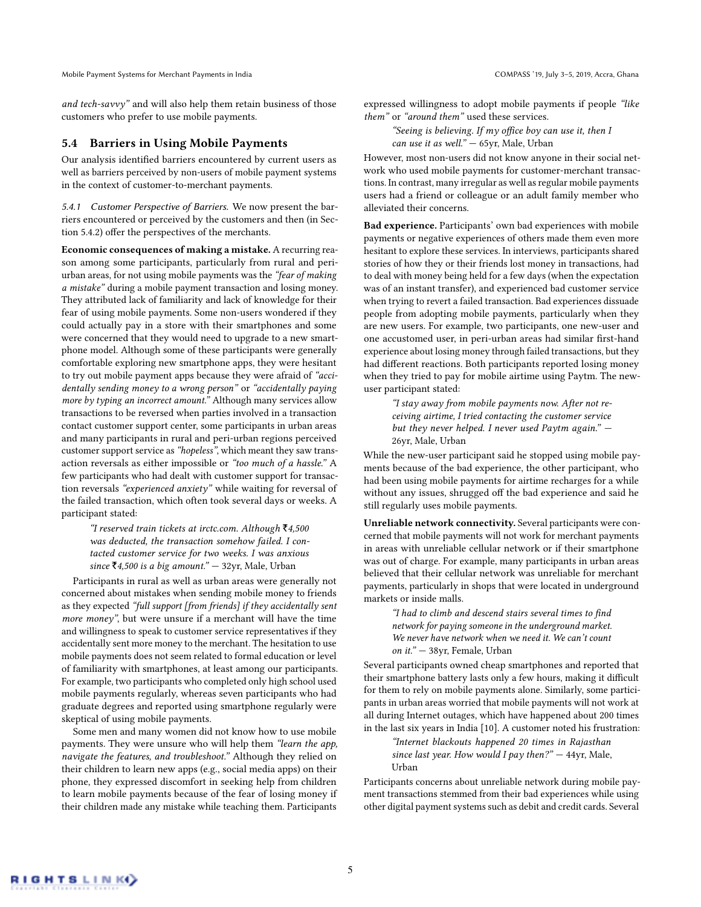*and tech-savvy"* and will also help them retain business of those customers who prefer to use mobile payments.

## 5.4 Barriers in Using Mobile Payments

Our analysis identified barriers encountered by current users as well as barriers perceived by non-users of mobile payment systems in the context of customer-to-merchant payments.

### 5.4.1 Customer Perspective of Barriers.

We now present the barriers encountered or perceived by the customers and then (in Section 5.4.2) offer the perspectives of the merchants.

**Economic consequences of making a mistake.** A recurring reason among some participants, particularly from rural and peri-urban areas, for not using mobile payments was the *"fear of making a mistake"* during a mobile payment transaction and losing money. They attributed lack of familiarity and lack of knowledge for their fear of using mobile payments. Some non-users wondered if they could actually pay in a store with their smartphones and some were concerned that they would need to upgrade to a new smartphone model. Although some of these participants were generally comfortable exploring new smartphone apps, they were hesitant to try out mobile payment apps because they were afraid of *"accidentally sending money to a wrong person"* or *"accidentally paying more by typing an incorrect amount."* Although many services allow transactions to be reversed when parties involved in a transaction contact customer support center, some participants in urban areas and many participants in rural and peri-urban regions perceived customer support service as *"hopeless"*, which meant they saw transaction reversals as either impossible or *"too much of a hassle."* A few participants who had dealt with customer support for transaction reversals *"experienced anxiety"* while waiting for reversal of the failed transaction, which often took several days or weeks. A participant stated:

> *"I reserved train tickets at irctc.com. Although ₹4,500 was deducted, the transaction somehow failed. I contacted customer service for two weeks. I was anxious since ₹4,500 is a big amount."* — 32yr, Male, Urban

Participants in rural as well as urban areas were generally not concerned about mistakes when sending mobile money to friends as they expected *"full support [from friends] if they accidentally sent more money"*, but were unsure if a merchant will have the time and willingness to speak to customer service representatives if they accidentally sent more money to the merchant. The hesitation to use mobile payments does not seem related to formal education or level of familiarity with smartphones, at least among our participants. For example, two participants who completed only high school used mobile payments regularly, whereas seven participants who had graduate degrees and reported using smartphone regularly were skeptical of using mobile payments.

Some men and many women did not know how to use mobile payments. They were unsure who will help them *"learn the app, navigate the features, and troubleshoot."* Although they relied on their children to learn new apps (e.g., social media apps) on their phone, they expressed discomfort in seeking help from children to learn mobile payments because of the fear of losing money if their children made any mistake while teaching them. Participants expressed willingness to adopt mobile payments if people *"like them"* or *"around them"* used these services.

> *"Seeing is believing. If my office boy can use it, then I can use it as well."* — 65yr, Male, Urban

However, most non-users did not know anyone in their social network who used mobile payments for customer-merchant transactions. In contrast, many irregular as well as regular mobile payments users had a friend or colleague or an adult family member who alleviated their concerns.

**Bad experience.** Participants' own bad experiences with mobile payments or negative experiences of others made them even more hesitant to explore these services. In interviews, participants shared stories of how they or their friends lost money in transactions, had to deal with money being held for a few days (when the expectation was of an instant transfer), and experienced bad customer service when trying to revert a failed transaction. Bad experiences dissuade people from adopting mobile payments, particularly when they are new users. For example, two participants, one new-user and one accustomed user, in peri-urban areas had similar first-hand experience about losing money through failed transactions, but they had different reactions. Both participants reported losing money when they tried to pay for mobile airtime using Paytm. The new-user participant stated:

> *"I stay away from mobile payments now. After not receiving airtime, I tried contacting the customer service but they never helped. I never used Paytm again."* — 26yr, Male, Urban

While the new-user participant said he stopped using mobile payments because of the bad experience, the other participant, who had been using mobile payments for airtime recharges for a while without any issues, shrugged off the bad experience and said he still regularly uses mobile payments.

**Unreliable network connectivity.** Several participants were concerned that mobile payments will not work for merchant payments in areas with unreliable cellular network or if their smartphone was out of charge. For example, many participants in urban areas believed that their cellular network was unreliable for merchant payments, particularly in shops that were located in underground markets or inside malls.

> *"I had to climb and descend stairs several times to find network for paying someone in the underground market. We never have network when we need it. We can't count on it."* — 38yr, Female, Urban

Several participants owned cheap smartphones and reported that their smartphone battery lasts only a few hours, making it difficult for them to rely on mobile payments alone. Similarly, some participants in urban areas worried that mobile payments will not work at all during Internet outages, which have happened about 200 times in the last six years in India [10]. A customer noted his frustration:

> *"Internet blackouts happened 20 times in Rajasthan since last year. How would I pay then?"* — 44yr, Male, Urban

Participants concerns about unreliable network during mobile payment transactions stemmed from their bad experiences while using other digital payment systems such as debit and credit cards. Several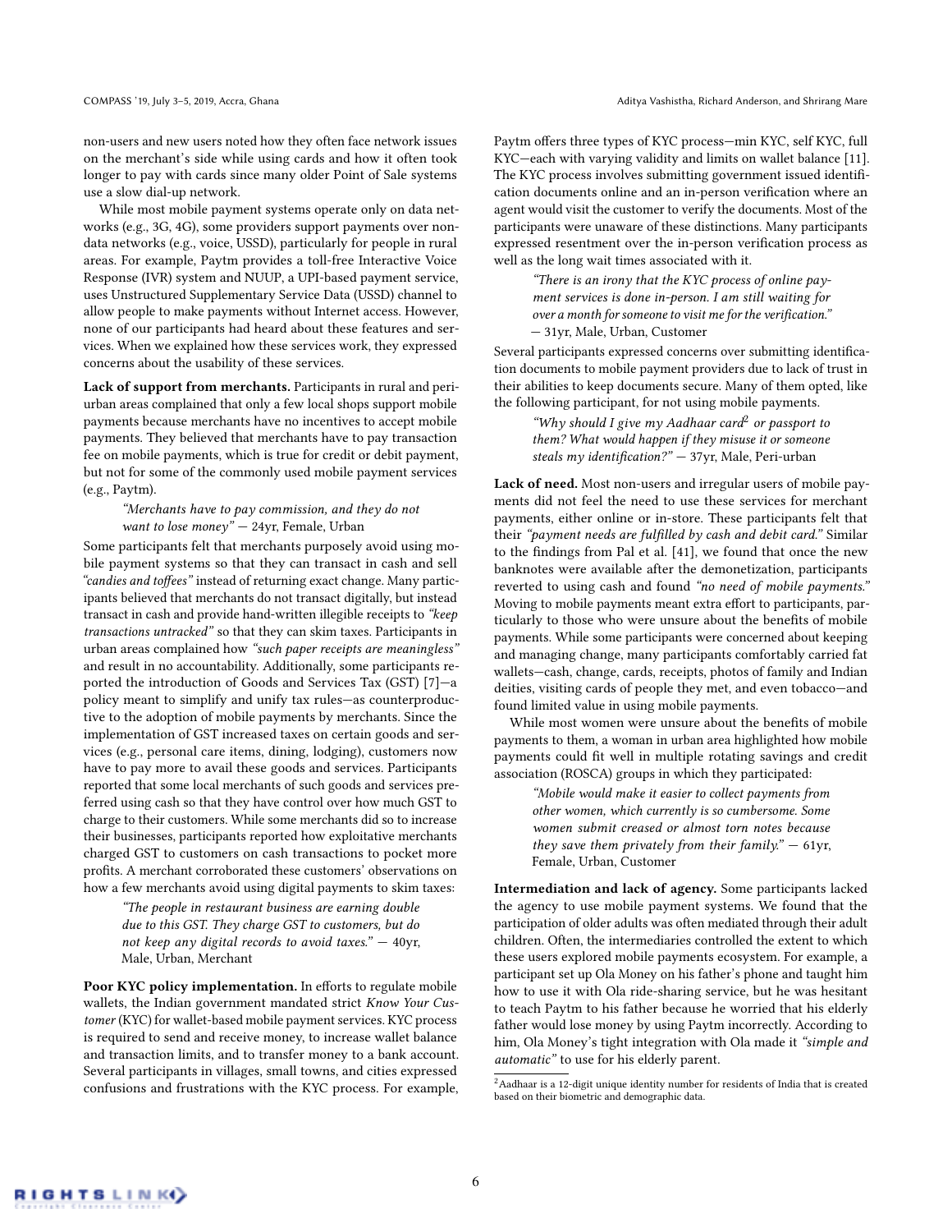non-users and new users noted how they often face network issues on the merchant's side while using cards and how it often took longer to pay with cards since many older Point of Sale systems use a slow dial-up network.

While most mobile payment systems operate only on data networks (e.g., 3G, 4G), some providers support payments over non-data networks (e.g., voice, USSD), particularly for people in rural areas. For example, Paytm provides a toll-free Interactive Voice Response (IVR) system and NUUP, a UPI-based payment service, uses Unstructured Supplementary Service Data (USSD) channel to allow people to make payments without Internet access. However, none of our participants had heard about these features and services. When we explained how these services work, they expressed concerns about the usability of these services.

**Lack of support from merchants.** Participants in rural and peri-urban areas complained that only a few local shops support mobile payments because merchants have no incentives to accept mobile payments. They believed that merchants have to pay transaction fee on mobile payments, which is true for credit or debit payment, but not for some of the commonly used mobile payment services (e.g., Paytm).

> *"Merchants have to pay commission, and they do not want to lose money"* — 24yr, Female, Urban

Some participants felt that merchants purposely avoid using mobile payment systems so that they can transact in cash and sell *"candies and toffees"* instead of returning exact change. Many participants believed that merchants do not transact digitally, but instead transact in cash and provide hand-written illegible receipts to *"keep transactions untracked"* so that they can skim taxes. Participants in urban areas complained how *"such paper receipts are meaningless"* and result in no accountability. Additionally, some participants reported the introduction of Goods and Services Tax (GST) [7]—a policy meant to simplify and unify tax rules—as counterproductive to the adoption of mobile payments by merchants. Since the implementation of GST increased taxes on certain goods and services (e.g., personal care items, dining, lodging), customers now have to pay more to avail these goods and services. Participants reported that some local merchants of such goods and services preferred using cash so that they have control over how much GST to charge to their customers. While some merchants did so to increase their businesses, participants reported how exploitative merchants charged GST to customers on cash transactions to pocket more profits. A merchant corroborated these customers' observations on how a few merchants avoid using digital payments to skim taxes:

> *"The people in restaurant business are earning double due to this GST. They charge GST to customers, but do not keep any digital records to avoid taxes."* — 40yr, Male, Urban, Merchant

**Poor KYC policy implementation.** In efforts to regulate mobile wallets, the Indian government mandated strict *Know Your Customer* (KYC) for wallet-based mobile payment services. KYC process is required to send and receive money, to increase wallet balance and transaction limits, and to transfer money to a bank account. Several participants in villages, small towns, and cities expressed confusions and frustrations with the KYC process. For example, Paytm offers three types of KYC process—min KYC, self KYC, full KYC—each with varying validity and limits on wallet balance [11]. The KYC process involves submitting government issued identification documents online and an in-person verification where an agent would visit the customer to verify the documents. Most of the participants were unaware of these distinctions. Many participants expressed resentment over the in-person verification process as well as the long wait times associated with it.

> *"There is an irony that the KYC process of online payment services is done in-person. I am still waiting for over a month for someone to visit me for the verification."* — 31yr, Male, Urban, Customer

Several participants expressed concerns over submitting identification documents to mobile payment providers due to lack of trust in their abilities to keep documents secure. Many of them opted, like the following participant, for not using mobile payments.

> *"Why should I give my Aadhaar card[2] or passport to them? What would happen if they misuse it or someone steals my identification?"* — 37yr, Male, Peri-urban

**Lack of need.** Most non-users and irregular users of mobile payments did not feel the need to use these services for merchant payments, either online or in-store. These participants felt that their *"payment needs are fulfilled by cash and debit card."* Similar to the findings from Pal et al. [41], we found that once the new banknotes were available after the demonetization, participants reverted to using cash and found *"no need of mobile payments."* Moving to mobile payments meant extra effort to participants, particularly to those who were unsure about the benefits of mobile payments. While some participants were concerned about keeping and managing change, many participants comfortably carried fat wallets—cash, change, cards, receipts, photos of family and Indian deities, visiting cards of people they met, and even tobacco—and found limited value in using mobile payments.

While most women were unsure about the benefits of mobile payments to them, a woman in urban area highlighted how mobile payments could fit well in multiple rotating savings and credit association (ROSCA) groups in which they participated:

> *"Mobile would make it easier to collect payments from other women, which currently is so cumbersome. Some women submit creased or almost torn notes because they save them privately from their family."* — 61yr, Female, Urban, Customer

**Intermediation and lack of agency.** Some participants lacked the agency to use mobile payment systems. We found that the participation of older adults was often mediated through their adult children. Often, the intermediaries controlled the extent to which these users explored mobile payments ecosystem. For example, a participant set up Ola Money on his father's phone and taught him how to use it with Ola ride-sharing service, but he was hesitant to teach Paytm to his father because he worried that his elderly father would lose money by using Paytm incorrectly. According to him, Ola Money's tight integration with Ola made it *"simple and automatic"* to use for his elderly parent.

[2] Aadhaar is a 12-digit unique identity number for residents of India that is created based on their biometric and demographic data.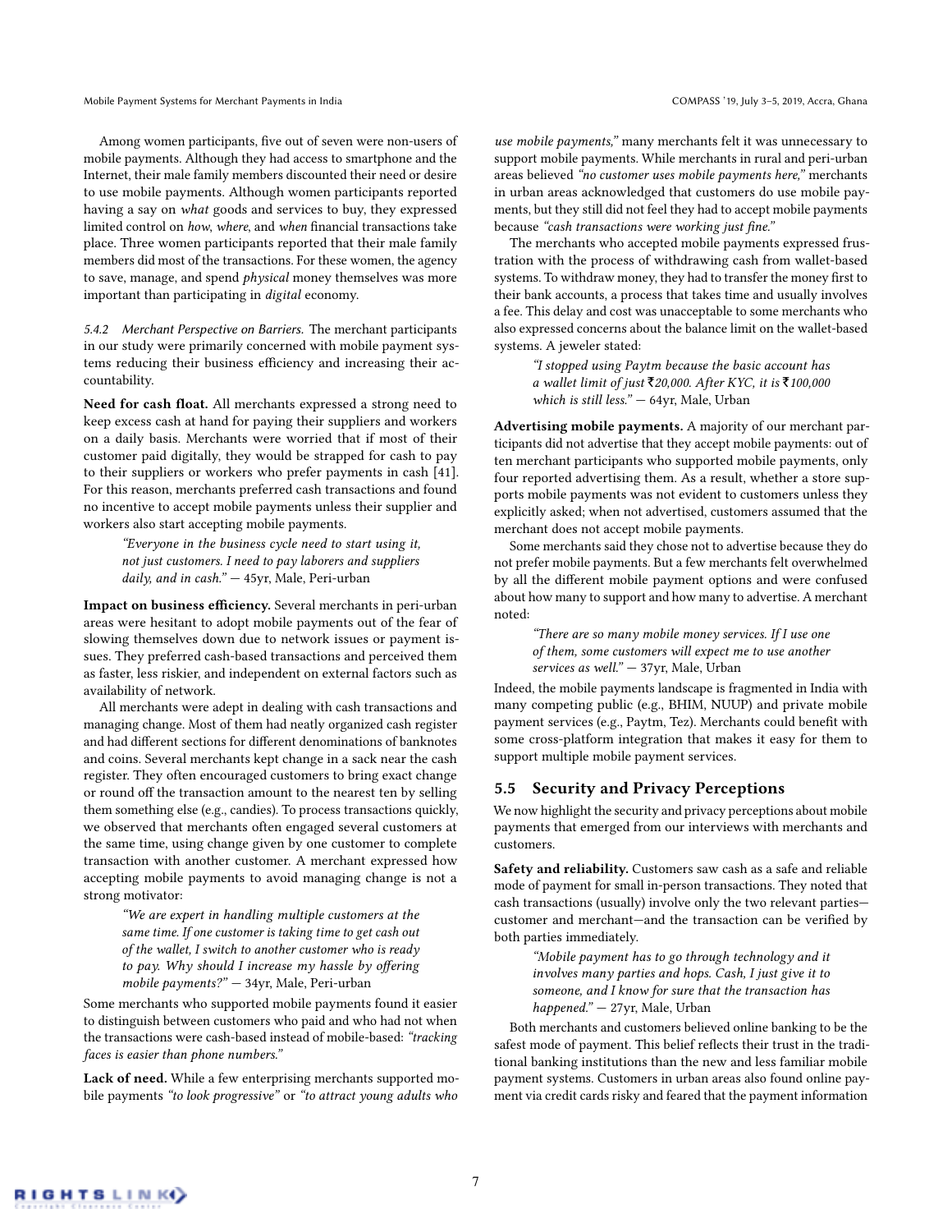Among women participants, five out of seven were non-users of mobile payments. Although they had access to smartphone and the Internet, their male family members discounted their need or desire to use mobile payments. Although women participants reported having a say on *what* goods and services to buy, they expressed limited control on *how*, *where*, and *when* financial transactions take place. Three women participants reported that their male family members did most of the transactions. For these women, the agency to save, manage, and spend *physical* money themselves was more important than participating in *digital* economy.

#### 5.4.2 Merchant Perspective on Barriers.

The merchant participants in our study were primarily concerned with mobile payment systems reducing their business efficiency and increasing their accountability.

**Need for cash float.** All merchants expressed a strong need to keep excess cash at hand for paying their suppliers and workers on a daily basis. Merchants were worried that if most of their customer paid digitally, they would be strapped for cash to pay to their suppliers or workers who prefer payments in cash [41]. For this reason, merchants preferred cash transactions and found no incentive to accept mobile payments unless their supplier and workers also start accepting mobile payments.

> *"Everyone in the business cycle need to start using it, not just customers. I need to pay laborers and suppliers daily, and in cash."* — 45yr, Male, Peri-urban

**Impact on business efficiency.** Several merchants in peri-urban areas were hesitant to adopt mobile payments out of the fear of slowing themselves down due to network issues or payment issues. They preferred cash-based transactions and perceived them as faster, less riskier, and independent on external factors such as availability of network.

All merchants were adept in dealing with cash transactions and managing change. Most of them had neatly organized cash register and had different sections for different denominations of banknotes and coins. Several merchants kept change in a sack near the cash register. They often encouraged customers to bring exact change or round off the transaction amount to the nearest ten by selling them something else (e.g., candies). To process transactions quickly, we observed that merchants often engaged several customers at the same time, using change given by one customer to complete transaction with another customer. A merchant expressed how accepting mobile payments to avoid managing change is not a strong motivator:

> *"We are expert in handling multiple customers at the same time. If one customer is taking time to get cash out of the wallet, I switch to another customer who is ready to pay. Why should I increase my hassle by offering mobile payments?"* — 34yr, Male, Peri-urban

Some merchants who supported mobile payments found it easier to distinguish between customers who paid and who had not when the transactions were cash-based instead of mobile-based: *"tracking faces is easier than phone numbers."*

**Lack of need.** While a few enterprising merchants supported mobile payments *"to look progressive"* or *"to attract young adults who use mobile payments,"* many merchants felt it was unnecessary to support mobile payments. While merchants in rural and peri-urban areas believed *"no customer uses mobile payments here,"* merchants in urban areas acknowledged that customers do use mobile payments, but they still did not feel they had to accept mobile payments because *"cash transactions were working just fine."*

The merchants who accepted mobile payments expressed frustration with the process of withdrawing cash from wallet-based systems. To withdraw money, they had to transfer the money first to their bank accounts, a process that takes time and usually involves a fee. This delay and cost was unacceptable to some merchants who also expressed concerns about the balance limit on the wallet-based systems. A jeweler stated:

> *"I stopped using Paytm because the basic account has a wallet limit of just ₹20,000. After KYC, it is ₹100,000 which is still less."* — 64yr, Male, Urban

**Advertising mobile payments.** A majority of our merchant participants did not advertise that they accept mobile payments: out of ten merchant participants who supported mobile payments, only four reported advertising them. As a result, whether a store supports mobile payments was not evident to customers unless they explicitly asked; when not advertised, customers assumed that the merchant does not accept mobile payments.

Some merchants said they chose not to advertise because they do not prefer mobile payments. But a few merchants felt overwhelmed by all the different mobile payment options and were confused about how many to support and how many to advertise. A merchant noted:

> *"There are so many mobile money services. If I use one of them, some customers will expect me to use another services as well."* — 37yr, Male, Urban

Indeed, the mobile payments landscape is fragmented in India with many competing public (e.g., BHIM, NUUP) and private mobile payment services (e.g., Paytm, Tez). Merchants could benefit with some cross-platform integration that makes it easy for them to support multiple mobile payment services.

### 5.5 Security and Privacy Perceptions

We now highlight the security and privacy perceptions about mobile payments that emerged from our interviews with merchants and customers.

**Safety and reliability.** Customers saw cash as a safe and reliable mode of payment for small in-person transactions. They noted that cash transactions (usually) involve only the two relevant parties—customer and merchant—and the transaction can be verified by both parties immediately.

> *"Mobile payment has to go through technology and it involves many parties and hops. Cash, I just give it to someone, and I know for sure that the transaction has happened."* — 27yr, Male, Urban

Both merchants and customers believed online banking to be the safest mode of payment. This belief reflects their trust in the traditional banking institutions than the new and less familiar mobile payment systems. Customers in urban areas also found online payment via credit cards risky and feared that the payment information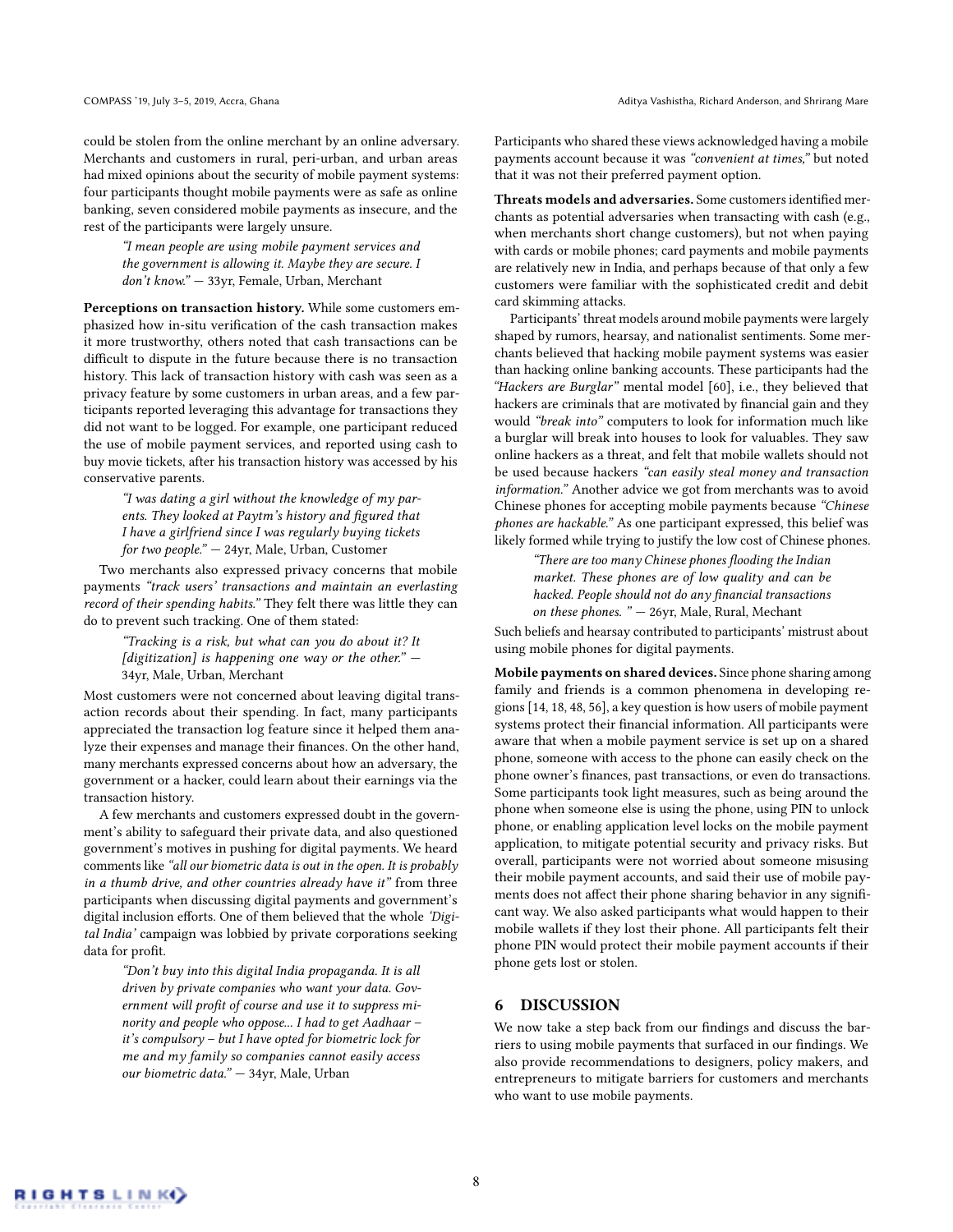could be stolen from the online merchant by an online adversary. Merchants and customers in rural, peri-urban, and urban areas had mixed opinions about the security of mobile payment systems: four participants thought mobile payments were as safe as online banking, seven considered mobile payments as insecure, and the rest of the participants were largely unsure.

> *"I mean people are using mobile payment services and the government is allowing it. Maybe they are secure. I don't know."* — 33yr, Female, Urban, Merchant

**Perceptions on transaction history.** While some customers emphasized how in-situ verification of the cash transaction makes it more trustworthy, others noted that cash transactions can be difficult to dispute in the future because there is no transaction history. This lack of transaction history with cash was seen as a privacy feature by some customers in urban areas, and a few participants reported leveraging this advantage for transactions they did not want to be logged. For example, one participant reduced the use of mobile payment services, and reported using cash to buy movie tickets, after his transaction history was accessed by his conservative parents.

> *"I was dating a girl without the knowledge of my parents. They looked at Paytm's history and figured that I have a girlfriend since I was regularly buying tickets for two people."* — 24yr, Male, Urban, Customer

Two merchants also expressed privacy concerns that mobile payments *"track users' transactions and maintain an everlasting record of their spending habits."* They felt there was little they can do to prevent such tracking. One of them stated:

> *"Tracking is a risk, but what can you do about it? It [digitization] is happening one way or the other."* — 34yr, Male, Urban, Merchant

Most customers were not concerned about leaving digital transaction records about their spending. In fact, many participants appreciated the transaction log feature since it helped them analyze their expenses and manage their finances. On the other hand, many merchants expressed concerns about how an adversary, the government or a hacker, could learn about their earnings via the transaction history.

A few merchants and customers expressed doubt in the government's ability to safeguard their private data, and also questioned government's motives in pushing for digital payments. We heard comments like *"all our biometric data is out in the open. It is probably in a thumb drive, and other countries already have it"* from three participants when discussing digital payments and government's digital inclusion efforts. One of them believed that the whole *'Digital India'* campaign was lobbied by private corporations seeking data for profit.

> *"Don't buy into this digital India propaganda. It is all driven by private companies who want your data. Government will profit of course and use it to suppress minority and people who oppose... I had to get Aadhaar – it's compulsory – but I have opted for biometric lock for me and my family so companies cannot easily access our biometric data."* — 34yr, Male, Urban

Participants who shared these views acknowledged having a mobile payments account because it was *"convenient at times,"* but noted that it was not their preferred payment option.

**Threats models and adversaries.** Some customers identified merchants as potential adversaries when transacting with cash (e.g., when merchants short change customers), but not when paying with cards or mobile phones; card payments and mobile payments are relatively new in India, and perhaps because of that only a few customers were familiar with the sophisticated credit and debit card skimming attacks.

Participants' threat models around mobile payments were largely shaped by rumors, hearsay, and nationalist sentiments. Some merchants believed that hacking mobile payment systems was easier than hacking online banking accounts. These participants had the *"Hackers are Burglar"* mental model [60], i.e., they believed that hackers are criminals that are motivated by financial gain and they would *"break into"* computers to look for information much like a burglar will break into houses to look for valuables. They saw online hackers as a threat, and felt that mobile wallets should not be used because hackers *"can easily steal money and transaction information."* Another advice we got from merchants was to avoid Chinese phones for accepting mobile payments because *"Chinese phones are hackable."* As one participant expressed, this belief was likely formed while trying to justify the low cost of Chinese phones.

> *"There are too many Chinese phones flooding the Indian market. These phones are of low quality and can be hacked. People should not do any financial transactions on these phones. "* — 26yr, Male, Rural, Mechant

Such beliefs and hearsay contributed to participants' mistrust about using mobile phones for digital payments.

**Mobile payments on shared devices.** Since phone sharing among family and friends is a common phenomena in developing regions [14, 18, 48, 56], a key question is how users of mobile payment systems protect their financial information. All participants were aware that when a mobile payment service is set up on a shared phone, someone with access to the phone can easily check on the phone owner's finances, past transactions, or even do transactions. Some participants took light measures, such as being around the phone when someone else is using the phone, using PIN to unlock phone, or enabling application level locks on the mobile payment application, to mitigate potential security and privacy risks. But overall, participants were not worried about someone misusing their mobile payment accounts, and said their use of mobile payments does not affect their phone sharing behavior in any significant way. We also asked participants what would happen to their mobile wallets if they lost their phone. All participants felt their phone PIN would protect their mobile payment accounts if their phone gets lost or stolen.

## 6 DISCUSSION

We now take a step back from our findings and discuss the barriers to using mobile payments that surfaced in our findings. We also provide recommendations to designers, policy makers, and entrepreneurs to mitigate barriers for customers and merchants who want to use mobile payments.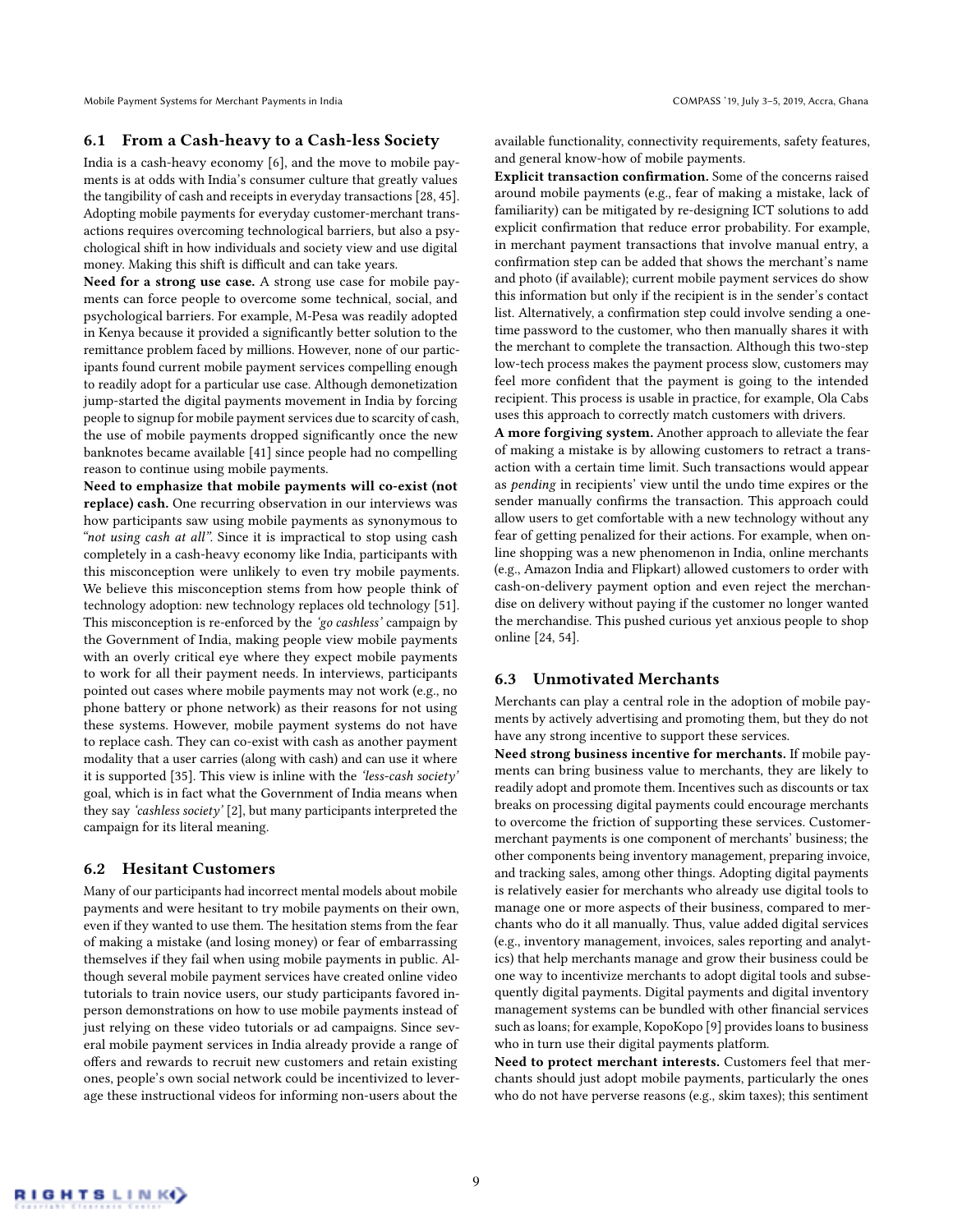### 6.1 From a Cash-heavy to a Cash-less Society

India is a cash-heavy economy [6], and the move to mobile payments is at odds with India's consumer culture that greatly values the tangibility of cash and receipts in everyday transactions [28, 45]. Adopting mobile payments for everyday customer-merchant transactions requires overcoming technological barriers, but also a psychological shift in how individuals and society view and use digital money. Making this shift is difficult and can take years.

**Need for a strong use case.** A strong use case for mobile payments can force people to overcome some technical, social, and psychological barriers. For example, M-Pesa was readily adopted in Kenya because it provided a significantly better solution to the remittance problem faced by millions. However, none of our participants found current mobile payment services compelling enough to readily adopt for a particular use case. Although demonetization jump-started the digital payments movement in India by forcing people to signup for mobile payment services due to scarcity of cash, the use of mobile payments dropped significantly once the new banknotes became available [41] since people had no compelling reason to continue using mobile payments.

**Need to emphasize that mobile payments will co-exist (not replace) cash.** One recurring observation in our interviews was how participants saw using mobile payments as synonymous to *"not using cash at all"*. Since it is impractical to stop using cash completely in a cash-heavy economy like India, participants with this misconception were unlikely to even try mobile payments. We believe this misconception stems from how people think of technology adoption: new technology replaces old technology [51]. This misconception is re-enforced by the *'go cashless'* campaign by the Government of India, making people view mobile payments with an overly critical eye where they expect mobile payments to work for all their payment needs. In interviews, participants pointed out cases where mobile payments may not work (e.g., no phone battery or phone network) as their reasons for not using these systems. However, mobile payment systems do not have to replace cash. They can co-exist with cash as another payment modality that a user carries (along with cash) and can use it where it is supported [35]. This view is inline with the *'less-cash society'* goal, which is in fact what the Government of India means when they say *'cashless society'* [2], but many participants interpreted the campaign for its literal meaning.

### 6.2 Hesitant Customers

Many of our participants had incorrect mental models about mobile payments and were hesitant to try mobile payments on their own, even if they wanted to use them. The hesitation stems from the fear of making a mistake (and losing money) or fear of embarrassing themselves if they fail when using mobile payments in public. Although several mobile payment services have created online video tutorials to train novice users, our study participants favored in-person demonstrations on how to use mobile payments instead of just relying on these video tutorials or ad campaigns. Since several mobile payment services in India already provide a range of offers and rewards to recruit new customers and retain existing ones, people's own social network could be incentivized to leverage these instructional videos for informing non-users about the available functionality, connectivity requirements, safety features, and general know-how of mobile payments.

**Explicit transaction confirmation.** Some of the concerns raised around mobile payments (e.g., fear of making a mistake, lack of familiarity) can be mitigated by re-designing ICT solutions to add explicit confirmation that reduce error probability. For example, in merchant payment transactions that involve manual entry, a confirmation step can be added that shows the merchant's name and photo (if available); current mobile payment services do show this information but only if the recipient is in the sender's contact list. Alternatively, a confirmation step could involve sending a one-time password to the customer, who then manually shares it with the merchant to complete the transaction. Although this two-step low-tech process makes the payment process slow, customers may feel more confident that the payment is going to the intended recipient. This process is usable in practice, for example, Ola Cabs uses this approach to correctly match customers with drivers.

**A more forgiving system.** Another approach to alleviate the fear of making a mistake is by allowing customers to retract a transaction with a certain time limit. Such transactions would appear as *pending* in recipients' view until the undo time expires or the sender manually confirms the transaction. This approach could allow users to get comfortable with a new technology without any fear of getting penalized for their actions. For example, when online shopping was a new phenomenon in India, online merchants (e.g., Amazon India and Flipkart) allowed customers to order with cash-on-delivery payment option and even reject the merchandise on delivery without paying if the customer no longer wanted the merchandise. This pushed curious yet anxious people to shop online [24, 54].

### 6.3 Unmotivated Merchants

Merchants can play a central role in the adoption of mobile payments by actively advertising and promoting them, but they do not have any strong incentive to support these services.

**Need strong business incentive for merchants.** If mobile payments can bring business value to merchants, they are likely to readily adopt and promote them. Incentives such as discounts or tax breaks on processing digital payments could encourage merchants to overcome the friction of supporting these services. Customer-merchant payments is one component of merchants' business; the other components being inventory management, preparing invoice, and tracking sales, among other things. Adopting digital payments is relatively easier for merchants who already use digital tools to manage one or more aspects of their business, compared to merchants who do it all manually. Thus, value added digital services (e.g., inventory management, invoices, sales reporting and analytics) that help merchants manage and grow their business could be one way to incentivize merchants to adopt digital tools and subsequently digital payments. Digital payments and digital inventory management systems can be bundled with other financial services such as loans; for example, KopoKopo [9] provides loans to business who in turn use their digital payments platform.

**Need to protect merchant interests.** Customers feel that merchants should just adopt mobile payments, particularly the ones who do not have perverse reasons (e.g., skim taxes); this sentiment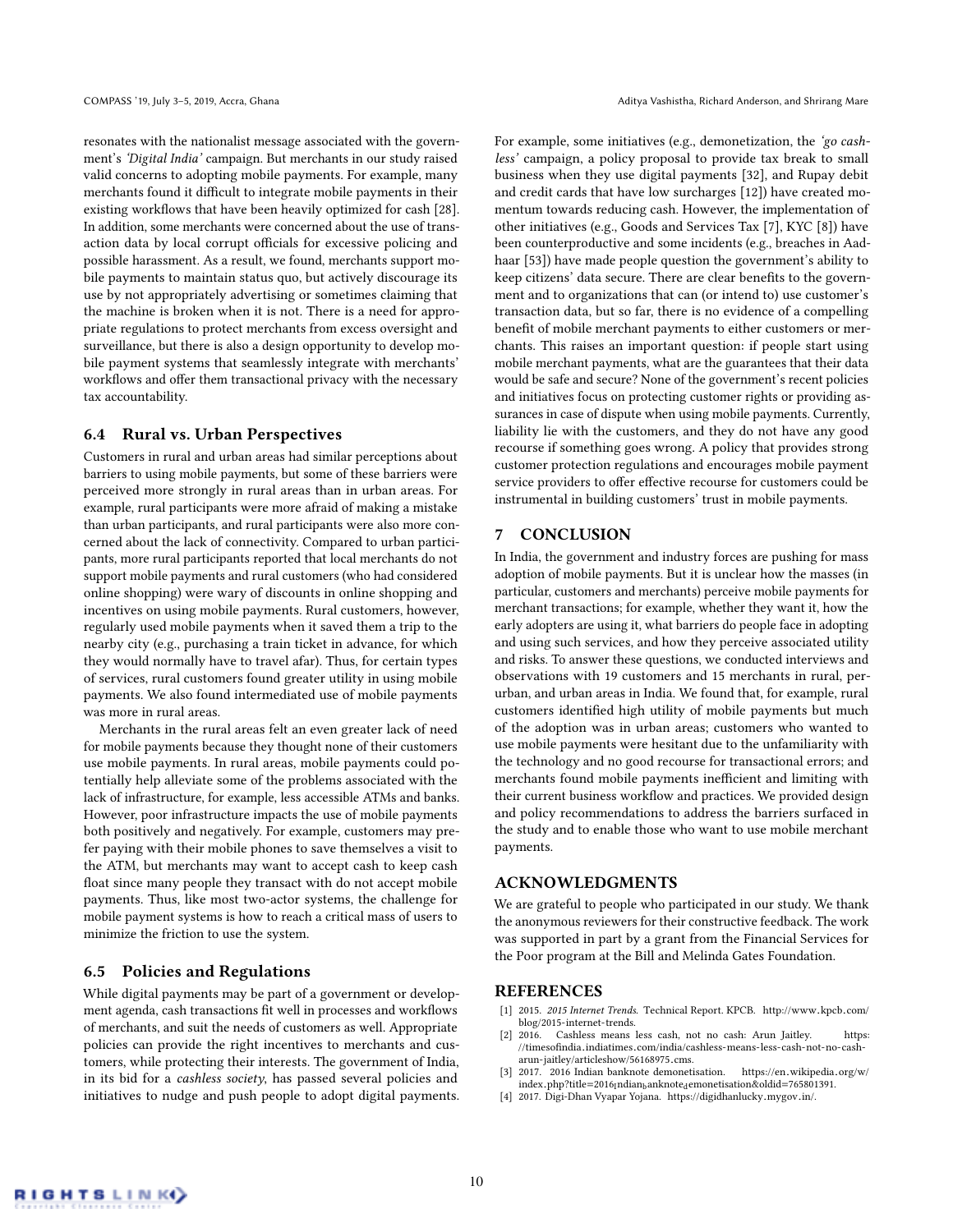resonates with the nationalist message associated with the government's *'Digital India'* campaign. But merchants in our study raised valid concerns to adopting mobile payments. For example, many merchants found it difficult to integrate mobile payments in their existing workflows that have been heavily optimized for cash [28]. In addition, some merchants were concerned about the use of transaction data by local corrupt officials for excessive policing and possible harassment. As a result, we found, merchants support mobile payments to maintain status quo, but actively discourage its use by not appropriately advertising or sometimes claiming that the machine is broken when it is not. There is a need for appropriate regulations to protect merchants from excess oversight and surveillance, but there is also a design opportunity to develop mobile payment systems that seamlessly integrate with merchants' workflows and offer them transactional privacy with the necessary tax accountability.

### 6.4 Rural vs. Urban Perspectives

Customers in rural and urban areas had similar perceptions about barriers to using mobile payments, but some of these barriers were perceived more strongly in rural areas than in urban areas. For example, rural participants were more afraid of making a mistake than urban participants, and rural participants were also more concerned about the lack of connectivity. Compared to urban participants, more rural participants reported that local merchants do not support mobile payments and rural customers (who had considered online shopping) were wary of discounts in online shopping and incentives on using mobile payments. Rural customers, however, regularly used mobile payments when it saved them a trip to the nearby city (e.g., purchasing a train ticket in advance, for which they would normally have to travel afar). Thus, for certain types of services, rural customers found greater utility in using mobile payments. We also found intermediated use of mobile payments was more in rural areas.

Merchants in the rural areas felt an even greater lack of need for mobile payments because they thought none of their customers use mobile payments. In rural areas, mobile payments could potentially help alleviate some of the problems associated with the lack of infrastructure, for example, less accessible ATMs and banks. However, poor infrastructure impacts the use of mobile payments both positively and negatively. For example, customers may prefer paying with their mobile phones to save themselves a visit to the ATM, but merchants may want to accept cash to keep cash float since many people they transact with do not accept mobile payments. Thus, like most two-actor systems, the challenge for mobile payment systems is how to reach a critical mass of users to minimize the friction to use the system.

### 6.5 Policies and Regulations

While digital payments may be part of a government or development agenda, cash transactions fit well in processes and workflows of merchants, and suit the needs of customers as well. Appropriate policies can provide the right incentives to merchants and customers, while protecting their interests. The government of India, in its bid for a *cashless society*, has passed several policies and initiatives to nudge and push people to adopt digital payments. For example, some initiatives (e.g., demonetization, the *'go cashless'* campaign, a policy proposal to provide tax break to small business when they use digital payments [32], and Rupay debit and credit cards that have low surcharges [12]) have created momentum towards reducing cash. However, the implementation of other initiatives (e.g., Goods and Services Tax [7], KYC [8]) have been counterproductive and some incidents (e.g., breaches in Aadhaar [53]) have made people question the government's ability to keep citizens' data secure. There are clear benefits to the government and to organizations that can (or intend to) use customer's transaction data, but so far, there is no evidence of a compelling benefit of mobile merchant payments to either customers or merchants. This raises an important question: if people start using mobile merchant payments, what are the guarantees that their data would be safe and secure? None of the government's recent policies and initiatives focus on protecting customer rights or providing assurances in case of dispute when using mobile payments. Currently, liability lie with the customers, and they do not have any good recourse if something goes wrong. A policy that provides strong customer protection regulations and encourages mobile payment service providers to offer effective recourse for customers could be instrumental in building customers' trust in mobile payments.

## 7 CONCLUSION

In India, the government and industry forces are pushing for mass adoption of mobile payments. But it is unclear how the masses (in particular, customers and merchants) perceive mobile payments for merchant transactions; for example, whether they want it, how the early adopters are using it, what barriers do people face in adopting and using such services, and how they perceive associated utility and risks. To answer these questions, we conducted interviews and observations with 19 customers and 15 merchants in rural, perurban, and urban areas in India. We found that, for example, rural customers identified high utility of mobile payments but much of the adoption was in urban areas; customers who wanted to use mobile payments were hesitant due to the unfamiliarity with the technology and no good recourse for transactional errors; and merchants found mobile payments inefficient and limiting with their current business workflow and practices. We provided design and policy recommendations to address the barriers surfaced in the study and to enable those who want to use mobile merchant payments.

## ACKNOWLEDGMENTS

We are grateful to people who participated in our study. We thank the anonymous reviewers for their constructive feedback. The work was supported in part by a grant from the Financial Services for the Poor program at the Bill and Melinda Gates Foundation.

## REFERENCES

- [1] 2015. *2015 Internet Trends.* Technical Report. KPCB. http://www.kpcb.com/blog/2015-internet-trends.
- [2] 2016. Cashless means less cash, not no cash: Arun Jaitley. https://timesofindia.indiatimes.com/india/cashless-means-less-cash-not-no-cash-arun-jaitley/articleshow/56168975.cms.
- [3] 2017. 2016 Indian banknote demonetisation. https://en.wikipedia.org/w/index.php?title=2016_Indian_banknote_demonetisation&oldid=765801391.
- [4] 2017. Digi-Dhan Vyapar Yojana. https://digidhanlucky.mygov.in/.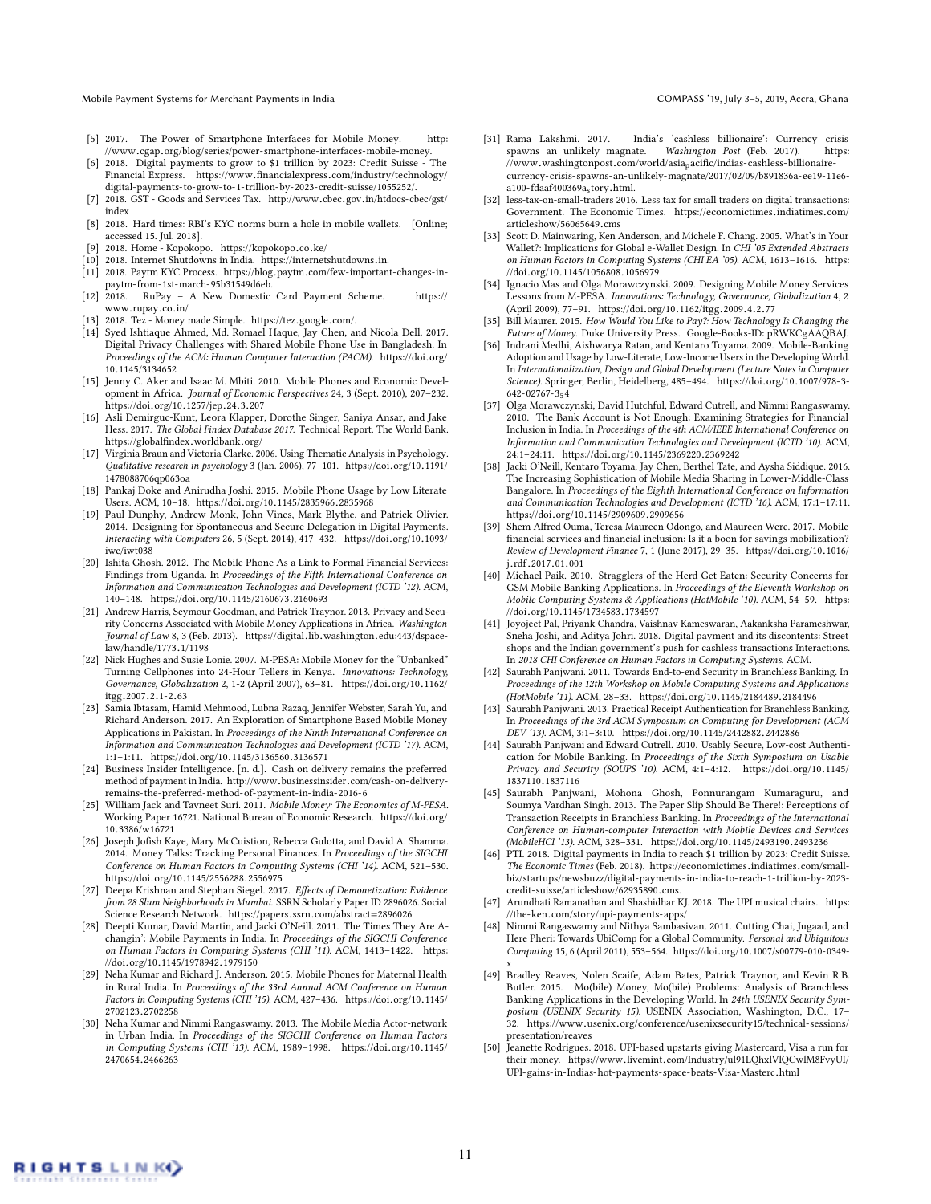[5] 2017. The Power of Smartphone Interfaces for Mobile Money. http://www.cgap.org/blog/series/power-smartphone-interfaces-mobile-money.

[6] 2018. Digital payments to grow to $1 trillion by 2023: Credit Suisse - The Financial Express. https://www.financialexpress.com/industry/technology/digital-payments-to-grow-to-1-trillion-by-2023-credit-suisse/1055252/.

[7] 2018. GST - Goods and Services Tax. http://www.cbec.gov.in/htdocs-cbec/gst/index

[8] 2018. Hard times: RBI's KYC norms burn a hole in mobile wallets. [Online; accessed 15. Jul. 2018].

[9] 2018. Home - Kopokopo. https://kopokopo.co.ke/

[10] 2018. Internet Shutdowns in India. https://internetshutdowns.in.

[11] 2018. Paytm KYC Process. https://blog.paytm.com/few-important-changes-in-paytm-from-1st-march-95b31549d6eb.

[12] 2018. RuPay – A New Domestic Card Payment Scheme. https://www.rupay.co.in/

[13] 2018. Tez - Money made Simple. https://tez.google.com/.

[14] Syed Ishtiaque Ahmed, Md. Romael Haque, Jay Chen, and Nicola Dell. 2017. Digital Privacy Challenges with Shared Mobile Phone Use in Bangladesh. In *Proceedings of the ACM: Human Computer Interaction (PACM)*. https://doi.org/10.1145/3134652

[15] Jenny C. Aker and Isaac M. Mbiti. 2010. Mobile Phones and Economic Development in Africa. *Journal of Economic Perspectives* 24, 3 (Sept. 2010), 207–232. https://doi.org/10.1257/jep.24.3.207

[16] Asli Demirguc-Kunt, Leora Klapper, Dorothe Singer, Saniya Ansar, and Jake Hess. 2017. *The Global Findex Database 2017*. Technical Report. The World Bank. https://globalfindex.worldbank.org/

[17] Virginia Braun and Victoria Clarke. 2006. Using Thematic Analysis in Psychology. *Qualitative research in psychology* 3 (Jan. 2006), 77–101. https://doi.org/10.1191/1478088706qp063oa

[18] Pankaj Doke and Anirudha Joshi. 2015. Mobile Phone Usage by Low Literate Users. ACM, 10–18. https://doi.org/10.1145/2835966.2835968

[19] Paul Dunphy, Andrew Monk, John Vines, Mark Blythe, and Patrick Olivier. 2014. Designing for Spontaneous and Secure Delegation in Digital Payments. *Interacting with Computers* 26, 5 (Sept. 2014), 417–432. https://doi.org/10.1093/iwc/iwt038

[20] Ishita Ghosh. 2012. The Mobile Phone As a Link to Formal Financial Services: Findings from Uganda. In *Proceedings of the Fifth International Conference on Information and Communication Technologies and Development (ICTD '12)*. ACM, 140–148. https://doi.org/10.1145/2160673.2160693

[21] Andrew Harris, Seymour Goodman, and Patrick Traynor. 2013. Privacy and Security Concerns Associated with Mobile Money Applications in Africa. *Washington Journal of Law* 8, 3 (Feb. 2013). https://digital.lib.washington.edu:443/dspace-law/handle/1773.1/1198

[22] Nick Hughes and Susie Lonie. 2007. M-PESA: Mobile Money for the "Unbanked" Turning Cellphones into 24-Hour Tellers in Kenya. *Innovations: Technology, Governance, Globalization* 2, 1-2 (April 2007), 63–81. https://doi.org/10.1162/itgg.2007.2.1-2.63

[23] Samia Ibtasam, Hamid Mehmood, Lubna Razaq, Jennifer Webster, Sarah Yu, and Richard Anderson. 2017. An Exploration of Smartphone Based Mobile Money Applications in Pakistan. In *Proceedings of the Ninth International Conference on Information and Communication Technologies and Development (ICTD '17)*. ACM, 1:1–1:11. https://doi.org/10.1145/3136560.3136571

[24] Business Insider Intelligence. [n. d.]. Cash on delivery remains the preferred method of payment in India. http://www.businessinsider.com/cash-on-delivery-remains-the-preferred-method-of-payment-in-india-2016-6

[25] William Jack and Tavneet Suri. 2011. *Mobile Money: The Economics of M-PESA*. Working Paper 16721. National Bureau of Economic Research. https://doi.org/10.3386/w16721

[26] Joseph Jofish Kaye, Mary McCuistion, Rebecca Gulotta, and David A. Shamma. 2014. Money Talks: Tracking Personal Finances. In *Proceedings of the SIGCHI Conference on Human Factors in Computing Systems (CHI '14)*. ACM, 521–530. https://doi.org/10.1145/2556288.2556975

[27] Deepa Krishnan and Stephan Siegel. 2017. *Effects of Demonetization: Evidence from 28 Slum Neighborhoods in Mumbai*. SSRN Scholarly Paper ID 2896026. Social Science Research Network. https://papers.ssrn.com/abstract=2896026

[28] Deepti Kumar, David Martin, and Jacki O'Neill. 2011. The Times They Are A-changin': Mobile Payments in India. In *Proceedings of the SIGCHI Conference on Human Factors in Computing Systems (CHI '11)*. ACM, 1413–1422. https://doi.org/10.1145/1978942.1979150

[29] Neha Kumar and Richard J. Anderson. 2015. Mobile Phones for Maternal Health in Rural India. In *Proceedings of the 33rd Annual ACM Conference on Human Factors in Computing Systems (CHI '15)*. ACM, 427–436. https://doi.org/10.1145/2702123.2702258

[30] Neha Kumar and Nimmi Rangaswamy. 2013. The Mobile Media Actor-network in Urban India. In *Proceedings of the SIGCHI Conference on Human Factors in Computing Systems (CHI '13)*. ACM, 1989–1998. https://doi.org/10.1145/2470654.2466263

[31] Rama Lakshmi. 2017. India's 'cashless billionaire': Currency crisis spawns an unlikely magnate. *Washington Post* (Feb. 2017). https://www.washingtonpost.com/world/asia_pacific/indias-cashless-billionaire-currency-crisis-spawns-an-unlikely-magnate/2017/02/09/b891836a-ee19-11e6-a100-fdaaf400369a_story.html.

[32] less-tax-on-small-traders 2016. Less tax for small traders on digital transactions: Government. The Economic Times. https://economictimes.indiatimes.com/articleshow/56065649.cms

[33] Scott D. Mainwaring, Ken Anderson, and Michele F. Chang. 2005. What's in Your Wallet?: Implications for Global e-Wallet Design. In *CHI '05 Extended Abstracts on Human Factors in Computing Systems (CHI EA '05)*. ACM, 1613–1616. https://doi.org/10.1145/1056808.1056979

[34] Ignacio Mas and Olga Morawczynski. 2009. Designing Mobile Money Services Lessons from M-PESA. *Innovations: Technology, Governance, Globalization* 4, 2 (April 2009), 77–91. https://doi.org/10.1162/itgg.2009.4.2.77

[35] Bill Maurer. 2015. *How Would You Like to Pay?: How Technology Is Changing the Future of Money*. Duke University Press. Google-Books-ID: pRWKCgAAQBAJ.

[36] Indrani Medhi, Aishwarya Ratan, and Kentaro Toyama. 2009. Mobile-Banking Adoption and Usage by Low-Literate, Low-Income Users in the Developing World. In *Internationalization, Design and Global Development (Lecture Notes in Computer Science)*. Springer, Berlin, Heidelberg, 485–494. https://doi.org/10.1007/978-3-642-02767-3_54

[37] Olga Morawczynski, David Hutchful, Edward Cutrell, and Nimmi Rangaswamy. 2010. The Bank Account is Not Enough: Examining Strategies for Financial Inclusion in India. In *Proceedings of the 4th ACM/IEEE International Conference on Information and Communication Technologies and Development (ICTD '10)*. ACM, 24:1–24:11. https://doi.org/10.1145/2369220.2369242

[38] Jacki O'Neill, Kentaro Toyama, Jay Chen, Berthel Tate, and Aysha Siddique. 2016. The Increasing Sophistication of Mobile Media Sharing in Lower-Middle-Class Bangalore. In *Proceedings of the Eighth International Conference on Information and Communication Technologies and Development (ICTD '16)*. ACM, 17:1–17:11. https://doi.org/10.1145/2909609.2909656

[39] Shem Alfred Ouma, Teresa Maureen Odongo, and Maureen Were. 2017. Mobile financial services and financial inclusion: Is it a boon for savings mobilization? *Review of Development Finance* 7, 1 (June 2017), 29–35. https://doi.org/10.1016/j.rdf.2017.01.001

[40] Michael Paik. 2010. Stragglers of the Herd Get Eaten: Security Concerns for GSM Mobile Banking Applications. In *Proceedings of the Eleventh Workshop on Mobile Computing Systems & Applications (HotMobile '10)*. ACM, 54–59. https://doi.org/10.1145/1734583.1734597

[41] Joyojeet Pal, Priyank Chandra, Vaishnav Kameswaran, Aakanksha Parameshwar, Sneha Joshi, and Aditya Johri. 2018. Digital payment and its discontents: Street shops and the Indian government's push for cashless transactions Interactions. In *2018 CHI Conference on Human Factors in Computing Systems*. ACM.

[42] Saurabh Panjwani. 2011. Towards End-to-end Security in Branchless Banking. In *Proceedings of the 12th Workshop on Mobile Computing Systems and Applications (HotMobile '11)*. ACM, 28–33. https://doi.org/10.1145/2184489.2184496

[43] Saurabh Panjwani. 2013. Practical Receipt Authentication for Branchless Banking. In *Proceedings of the 3rd ACM Symposium on Computing for Development (ACM DEV '13)*. ACM, 3:1–3:10. https://doi.org/10.1145/2442882.2442886

[44] Saurabh Panjwani and Edward Cutrell. 2010. Usably Secure, Low-cost Authentication for Mobile Banking. In *Proceedings of the Sixth Symposium on Usable Privacy and Security (SOUPS '10)*. ACM, 4:1–4:12. https://doi.org/10.1145/1837110.1837116

[45] Saurabh Panjwani, Mohona Ghosh, Ponnurangam Kumaraguru, and Soumya Vardhan Singh. 2013. The Paper Slip Should Be There!: Perceptions of Transaction Receipts in Branchless Banking. In *Proceedings of the International Conference on Human-computer Interaction with Mobile Devices and Services (MobileHCI '13)*. ACM, 328–331. https://doi.org/10.1145/2493190.2493236

[46] PTI. 2018. Digital payments in India to reach $1 trillion by 2023: Credit Suisse. *The Economic Times* (Feb. 2018). https://economictimes.indiatimes.com/small-biz/startups/newsbuzz/digital-payments-in-india-to-reach-1-trillion-by-2023-credit-suisse/articleshow/62935890.cms.

[47] Arundhati Ramanathan and Shashidhar KJ. 2018. The UPI musical chairs. https://the-ken.com/story/upi-payments-apps/

[48] Nimmi Rangaswamy and Nithya Sambasivan. 2011. Cutting Chai, Jugaad, and Here Pheri: Towards UbiComp for a Global Community. *Personal and Ubiquitous Computing* 15, 6 (April 2011), 553–564. https://doi.org/10.1007/s00779-010-0349-x

[49] Bradley Reaves, Nolen Scaife, Adam Bates, Patrick Traynor, and Kevin R.B. Butler. 2015. Mo(bile) Money, Mo(bile) Problems: Analysis of Branchless Banking Applications in the Developing World. In *24th USENIX Security Symposium (USENIX Security 15)*. USENIX Association, Washington, D.C., 17–32. https://www.usenix.org/conference/usenixsecurity15/technical-sessions/presentation/reaves

[50] Jeanette Rodrigues. 2018. UPI-based upstarts giving Mastercard, Visa a run for their money. https://www.livemint.com/Industry/ul91LQhxlVlQCwlM8FvyUI/UPI-gains-in-Indias-hot-payments-space-beats-Visa-Masterc.html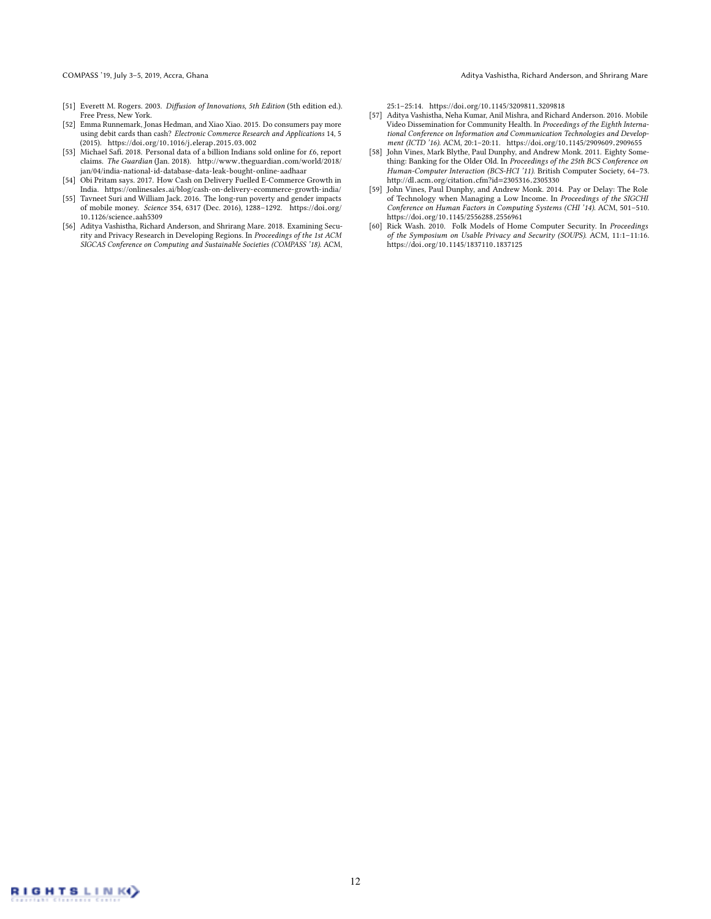[51] Everett M. Rogers. 2003. *Diffusion of Innovations, 5th Edition* (5th edition ed.). Free Press, New York.

[52] Emma Runnemark, Jonas Hedman, and Xiao Xiao. 2015. Do consumers pay more using debit cards than cash? *Electronic Commerce Research and Applications* 14, 5 (2015). https://doi.org/10.1016/j.elerap.2015.03.002

[53] Michael Safi. 2018. Personal data of a billion Indians sold online for £6, report claims. *The Guardian* (Jan. 2018). http://www.theguardian.com/world/2018/jan/04/india-national-id-database-data-leak-bought-online-aadhaar

[54] Obi Pritam says. 2017. How Cash on Delivery Fuelled E-Commerce Growth in India. https://onlinesales.ai/blog/cash-on-delivery-ecommerce-growth-india/

[55] Tavneet Suri and William Jack. 2016. The long-run poverty and gender impacts of mobile money. *Science* 354, 6317 (Dec. 2016), 1288–1292. https://doi.org/10.1126/science.aah5309

[56] Aditya Vashistha, Richard Anderson, and Shrirang Mare. 2018. Examining Security and Privacy Research in Developing Regions. In *Proceedings of the 1st ACM SIGCAS Conference on Computing and Sustainable Societies (COMPASS '18)*. ACM, 25:1–25:14. https://doi.org/10.1145/3209811.3209818

[57] Aditya Vashistha, Neha Kumar, Anil Mishra, and Richard Anderson. 2016. Mobile Video Dissemination for Community Health. In *Proceedings of the Eighth International Conference on Information and Communication Technologies and Development (ICTD '16)*. ACM, 20:1–20:11. https://doi.org/10.1145/2909609.2909655

[58] John Vines, Mark Blythe, Paul Dunphy, and Andrew Monk. 2011. Eighty Something: Banking for the Older Old. In *Proceedings of the 25th BCS Conference on Human-Computer Interaction (BCS-HCI '11)*. British Computer Society, 64–73. http://dl.acm.org/citation.cfm?id=2305316.2305330

[59] John Vines, Paul Dunphy, and Andrew Monk. 2014. Pay or Delay: The Role of Technology when Managing a Low Income. In *Proceedings of the SIGCHI Conference on Human Factors in Computing Systems (CHI '14)*. ACM, 501–510. https://doi.org/10.1145/2556288.2556961

[60] Rick Wash. 2010. Folk Models of Home Computer Security. In *Proceedings of the Symposium on Usable Privacy and Security (SOUPS)*. ACM, 11:1–11:16. https://doi.org/10.1145/1837110.1837125